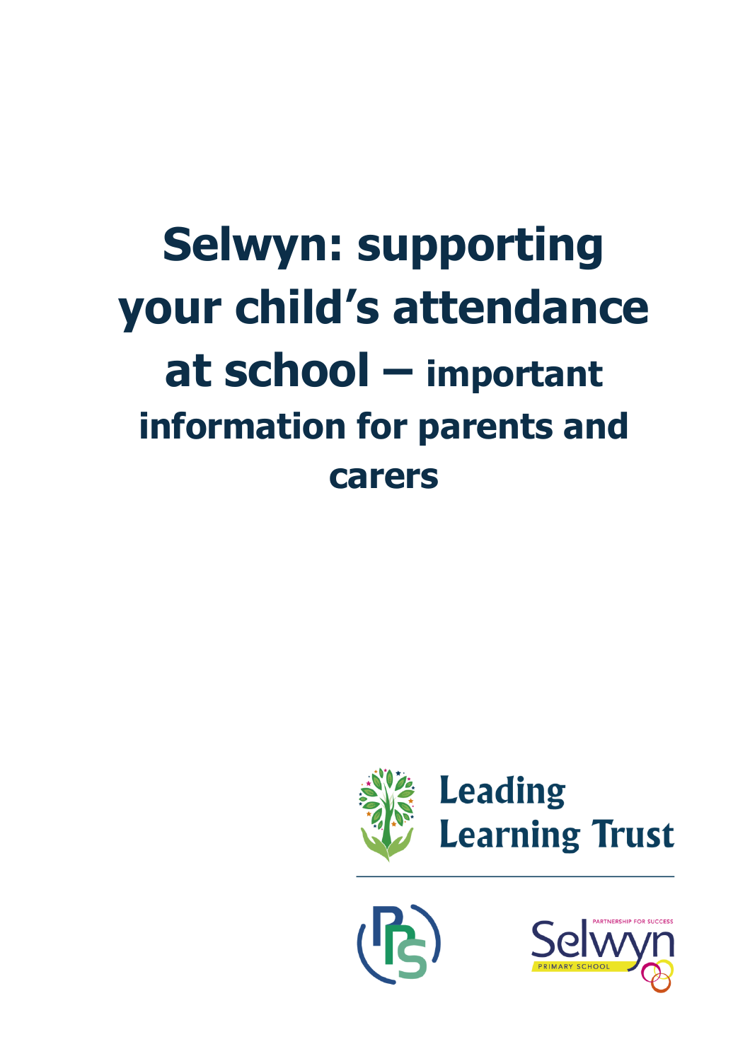# Selwyn: supporting your child's attendance at school – important information for parents and carers

Leading Learning Trust

PARTNERSHIP FOR SUCCESS

Selwyn

PRIMARY SCHOOL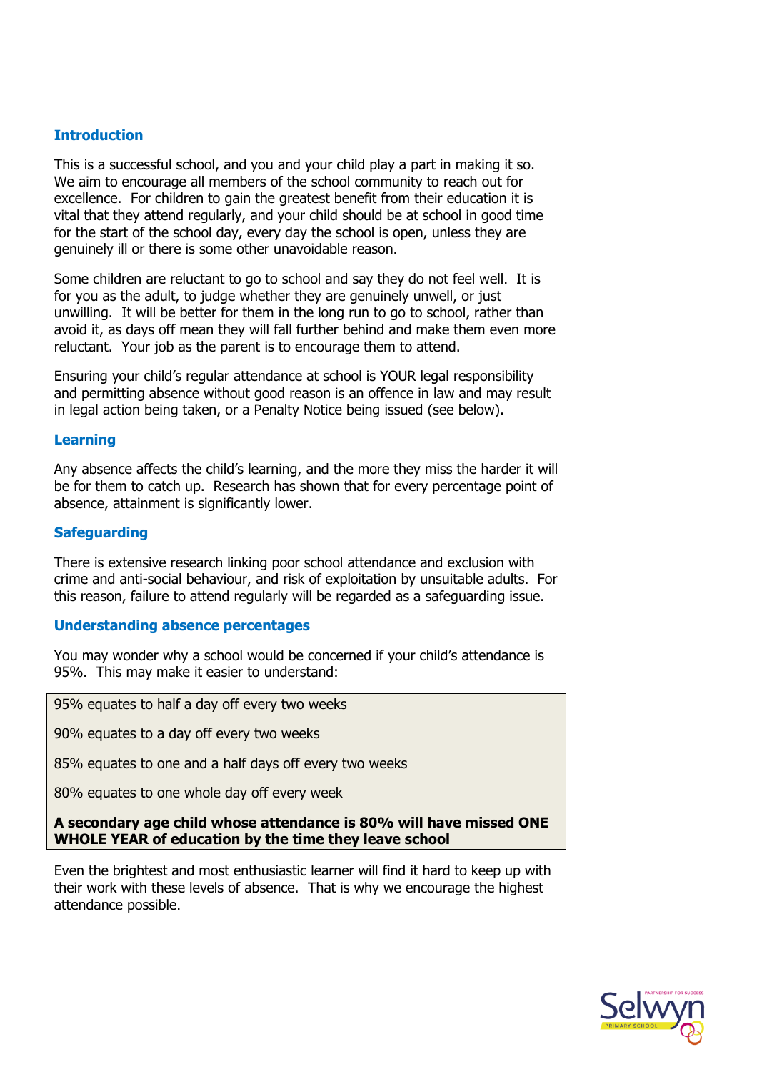## Introduction

This is a successful school, and you and your child play a part in making it so. We aim to encourage all members of the school community to reach out for excellence. For children to gain the greatest benefit from their education it is vital that they attend regularly, and your child should be at school in good time for the start of the school day, every day the school is open, unless they are genuinely ill or there is some other unavoidable reason.

Some children are reluctant to go to school and say they do not feel well. It is for you as the adult, to judge whether they are genuinely unwell, or just unwilling. It will be better for them in the long run to go to school, rather than avoid it, as days off mean they will fall further behind and make them even more reluctant. Your job as the parent is to encourage them to attend.

Ensuring your child's regular attendance at school is YOUR legal responsibility and permitting absence without good reason is an offence in law and may result in legal action being taken, or a Penalty Notice being issued (see below).

## Learning

Any absence affects the child's learning, and the more they miss the harder it will be for them to catch up. Research has shown that for every percentage point of absence, attainment is significantly lower.

## Safeguarding

There is extensive research linking poor school attendance and exclusion with crime and anti-social behaviour, and risk of exploitation by unsuitable adults. For this reason, failure to attend regularly will be regarded as a safeguarding issue.

## Understanding absence percentages

You may wonder why a school would be concerned if your child's attendance is 95%. This may make it easier to understand:

95% equates to half a day off every two weeks

90% equates to a day off every two weeks

85% equates to one and a half days off every two weeks

80% equates to one whole day off every week

**A secondary age child whose attendance is 80% will have missed ONE WHOLE YEAR of education by the time they leave school**

Even the brightest and most enthusiastic learner will find it hard to keep up with their work with these levels of absence. That is why we encourage the highest attendance possible.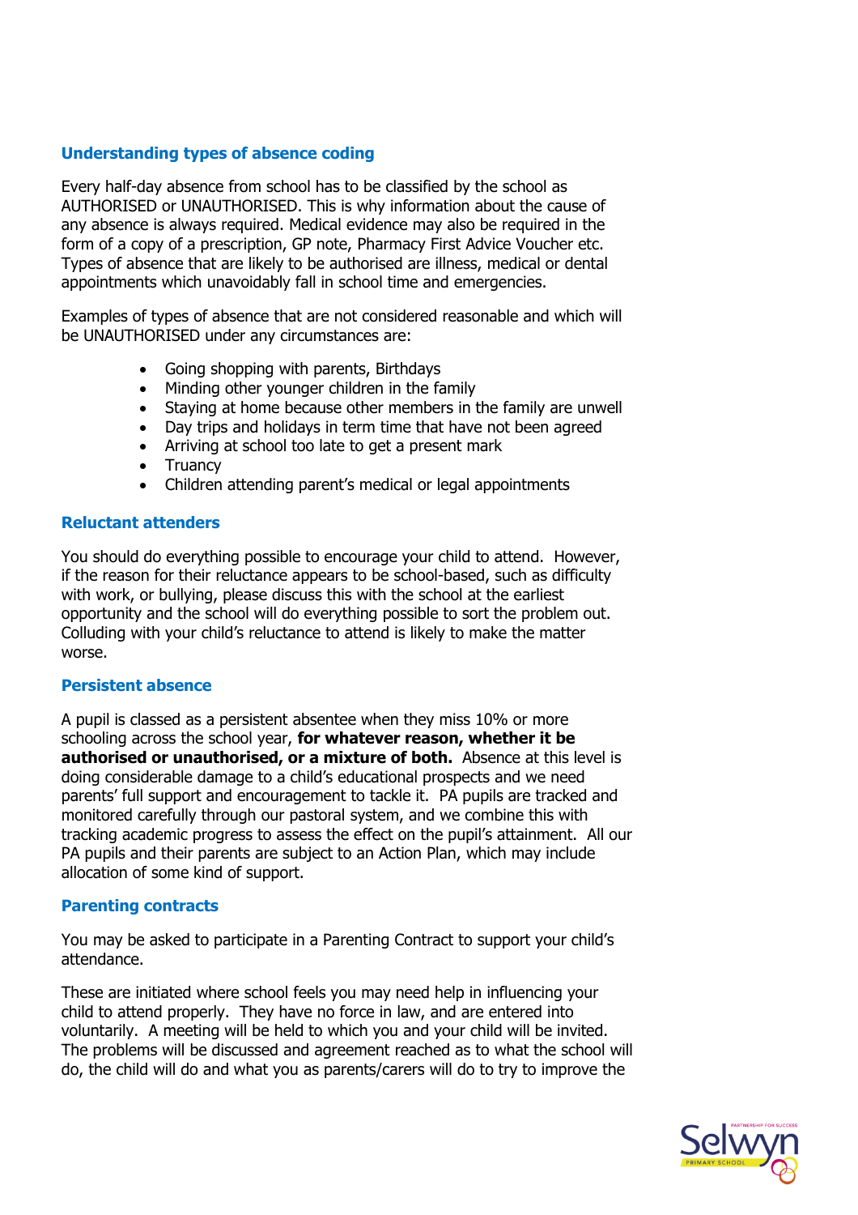## Understanding types of absence coding

Every half-day absence from school has to be classified by the school as AUTHORISED or UNAUTHORISED. This is why information about the cause of any absence is always required. Medical evidence may also be required in the form of a copy of a prescription, GP note, Pharmacy First Advice Voucher etc. Types of absence that are likely to be authorised are illness, medical or dental appointments which unavoidably fall in school time and emergencies.

Examples of types of absence that are not considered reasonable and which will be UNAUTHORISED under any circumstances are:

- Going shopping with parents, Birthdays
- Minding other younger children in the family
- Staying at home because other members in the family are unwell
- Day trips and holidays in term time that have not been agreed
- Arriving at school too late to get a present mark
- Truancy
- Children attending parent's medical or legal appointments

## Reluctant attenders

You should do everything possible to encourage your child to attend. However, if the reason for their reluctance appears to be school-based, such as difficulty with work, or bullying, please discuss this with the school at the earliest opportunity and the school will do everything possible to sort the problem out. Colluding with your child's reluctance to attend is likely to make the matter worse.

## Persistent absence

A pupil is classed as a persistent absentee when they miss 10% or more schooling across the school year, **for whatever reason, whether it be authorised or unauthorised, or a mixture of both.** Absence at this level is doing considerable damage to a child's educational prospects and we need parents' full support and encouragement to tackle it. PA pupils are tracked and monitored carefully through our pastoral system, and we combine this with tracking academic progress to assess the effect on the pupil's attainment. All our PA pupils and their parents are subject to an Action Plan, which may include allocation of some kind of support.

## Parenting contracts

You may be asked to participate in a Parenting Contract to support your child's attendance.

These are initiated where school feels you may need help in influencing your child to attend properly. They have no force in law, and are entered into voluntarily. A meeting will be held to which you and your child will be invited. The problems will be discussed and agreement reached as to what the school will do, the child will do and what you as parents/carers will do to try to improve the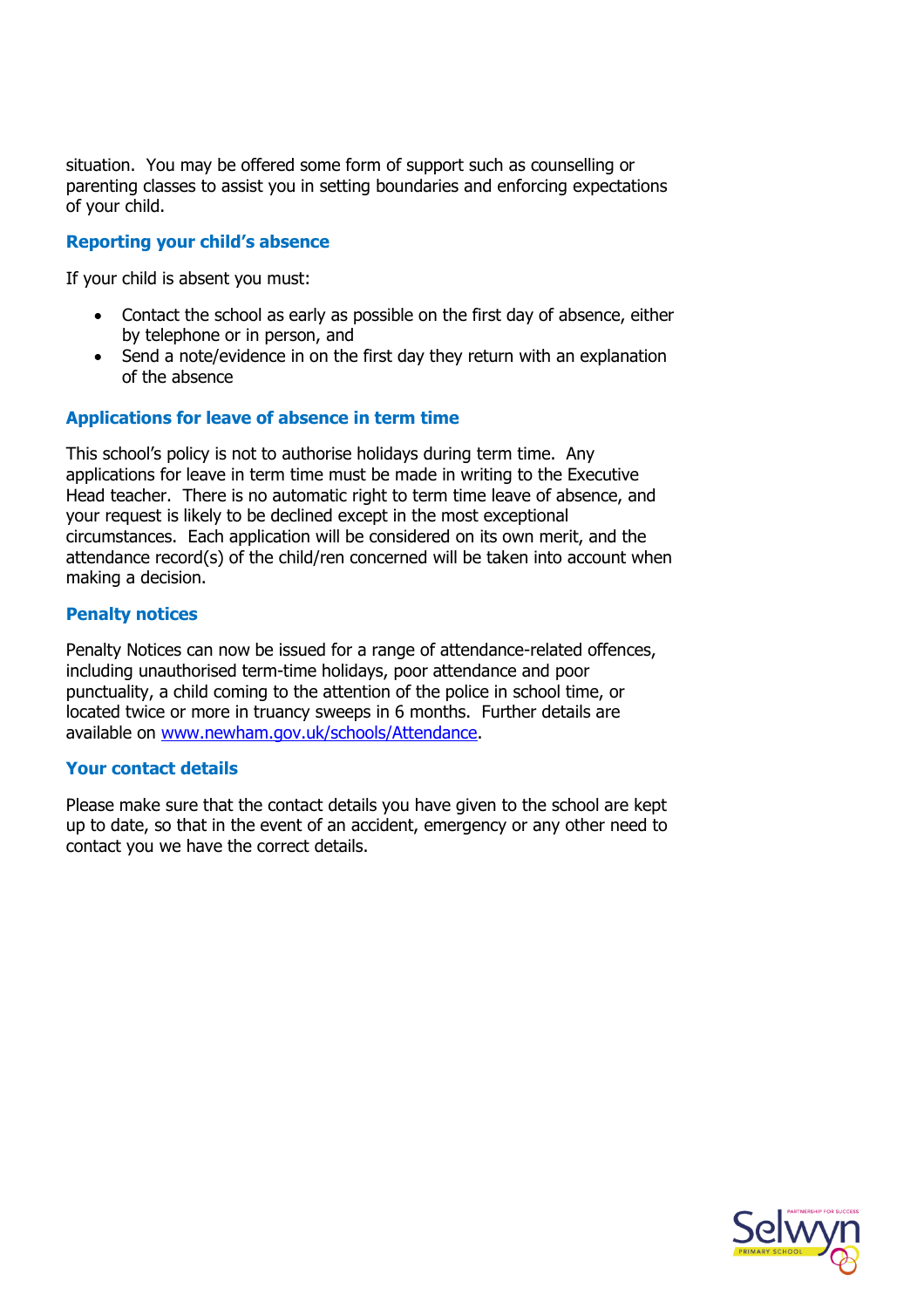situation. You may be offered some form of support such as counselling or parenting classes to assist you in setting boundaries and enforcing expectations of your child.

### Reporting your child's absence

If your child is absent you must:

- Contact the school as early as possible on the first day of absence, either by telephone or in person, and
- Send a note/evidence in on the first day they return with an explanation of the absence

### Applications for leave of absence in term time

This school's policy is not to authorise holidays during term time. Any applications for leave in term time must be made in writing to the Executive Head teacher. There is no automatic right to term time leave of absence, and your request is likely to be declined except in the most exceptional circumstances. Each application will be considered on its own merit, and the attendance record(s) of the child/ren concerned will be taken into account when making a decision.

### Penalty notices

Penalty Notices can now be issued for a range of attendance-related offences, including unauthorised term-time holidays, poor attendance and poor punctuality, a child coming to the attention of the police in school time, or located twice or more in truancy sweeps in 6 months. Further details are available on [www.newham.gov.uk/schools/Attendance](http://www.newham.gov.uk/schools/Attendance).

### Your contact details

Please make sure that the contact details you have given to the school are kept up to date, so that in the event of an accident, emergency or any other need to contact you we have the correct details.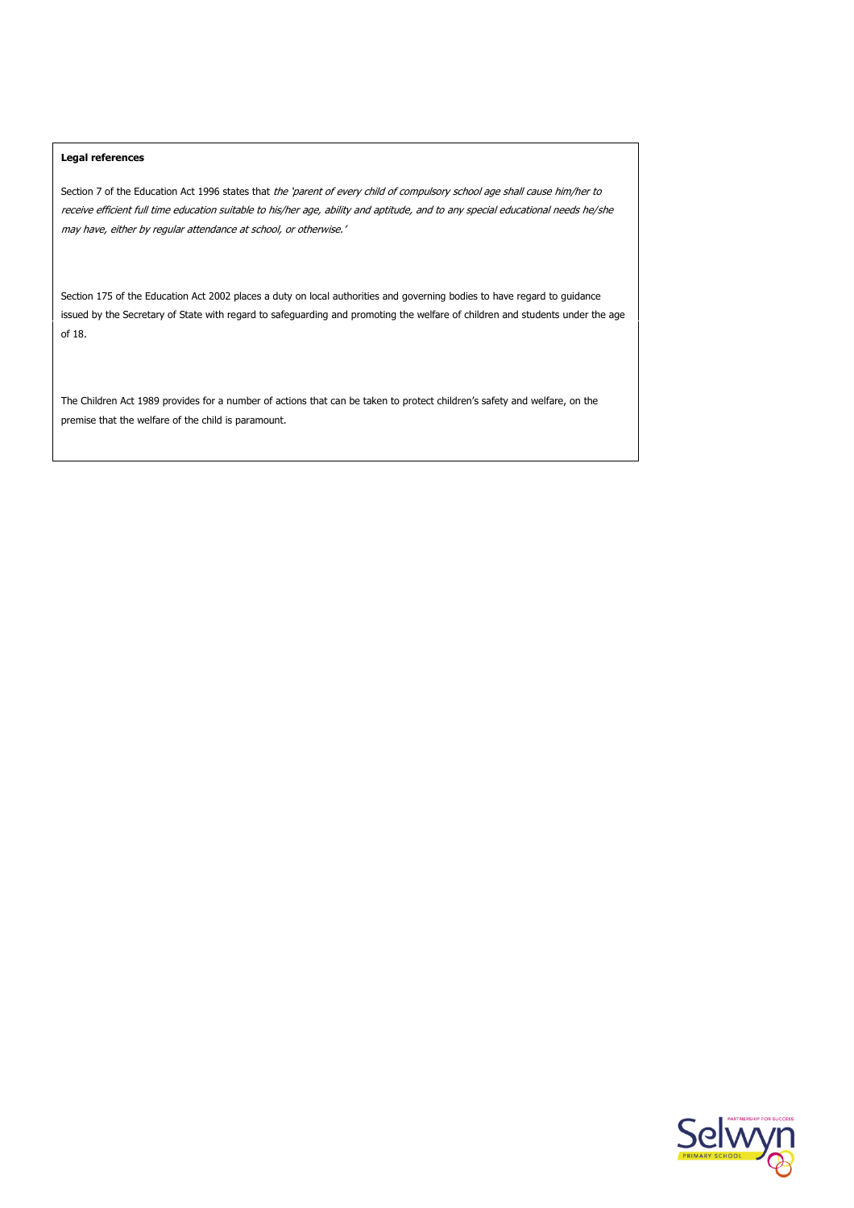**Legal references**

Section 7 of the Education Act 1996 states that *the 'parent of every child of compulsory school age shall cause him/her to receive efficient full time education suitable to his/her age, ability and aptitude, and to any special educational needs he/she may have, either by regular attendance at school, or otherwise.'*

Section 175 of the Education Act 2002 places a duty on local authorities and governing bodies to have regard to guidance issued by the Secretary of State with regard to safeguarding and promoting the welfare of children and students under the age of 18.

The Children Act 1989 provides for a number of actions that can be taken to protect children's safety and welfare, on the premise that the welfare of the child is paramount.